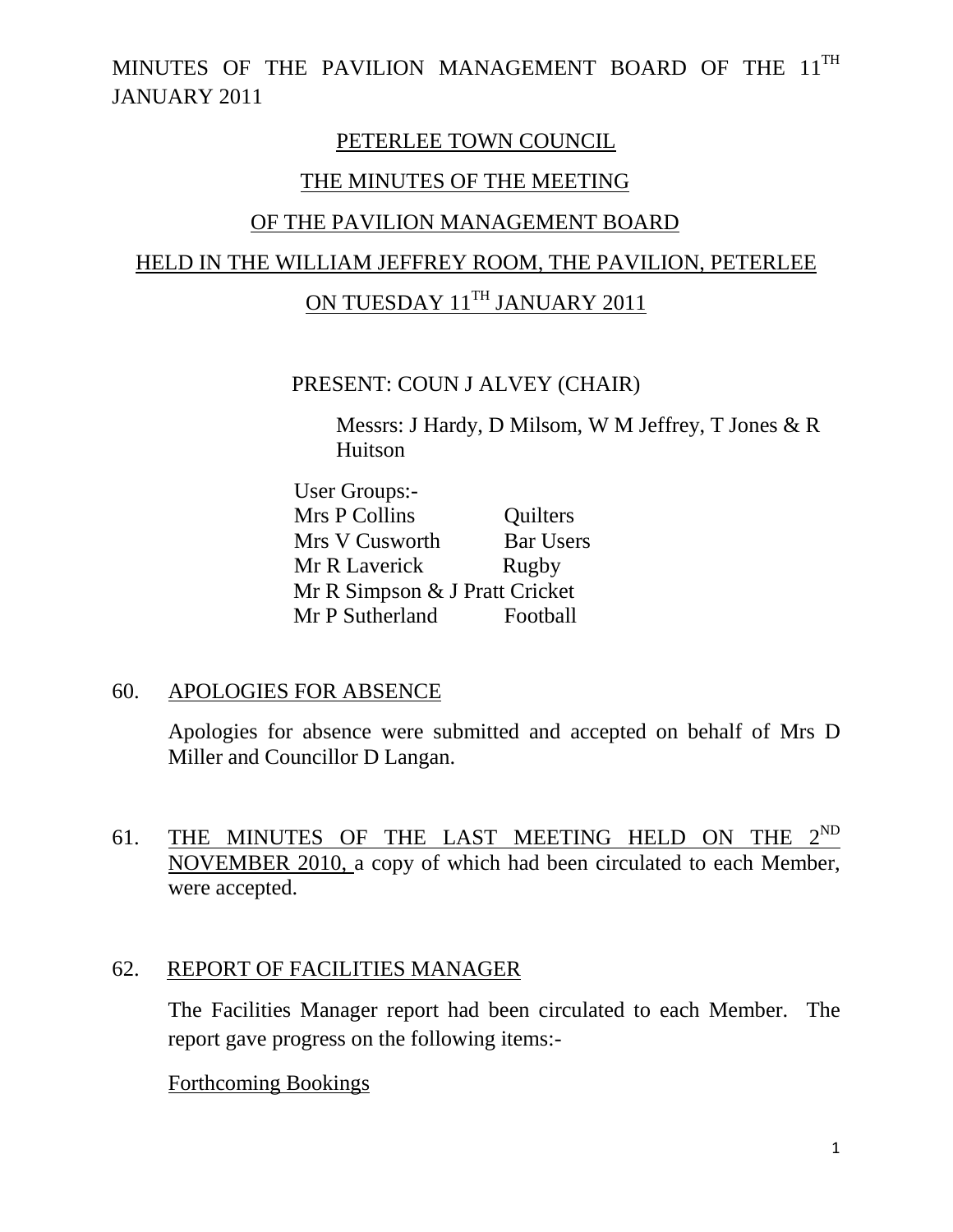MINUTES OF THE PAVILION MANAGEMENT BOARD OF THE 11TH JANUARY 2011

# PETERLEE TOWN COUNCIL

## THE MINUTES OF THE MEETING

## OF THE PAVILION MANAGEMENT BOARD

## HELD IN THE WILLIAM JEFFREY ROOM, THE PAVILION, PETERLEE

## ON TUESDAY 11TH JANUARY 2011

PRESENT: COUN J ALVEY (CHAIR)

Messrs: J Hardy, D Milsom, W M Jeffrey, T Jones & R Huitson

User Groups:-

| | |
|---|---|
| Mrs P Collins | Quilters |
| Mrs V Cusworth | Bar Users |
| Mr R Laverick | Rugby |
| Mr R Simpson & J Pratt | Cricket |
| Mr P Sutherland | Football |

60. APOLOGIES FOR ABSENCE

Apologies for absence were submitted and accepted on behalf of Mrs D Miller and Councillor D Langan.

61. THE MINUTES OF THE LAST MEETING HELD ON THE 2ND NOVEMBER 2010, a copy of which had been circulated to each Member, were accepted.

62. REPORT OF FACILITIES MANAGER

The Facilities Manager report had been circulated to each Member. The report gave progress on the following items:-

Forthcoming Bookings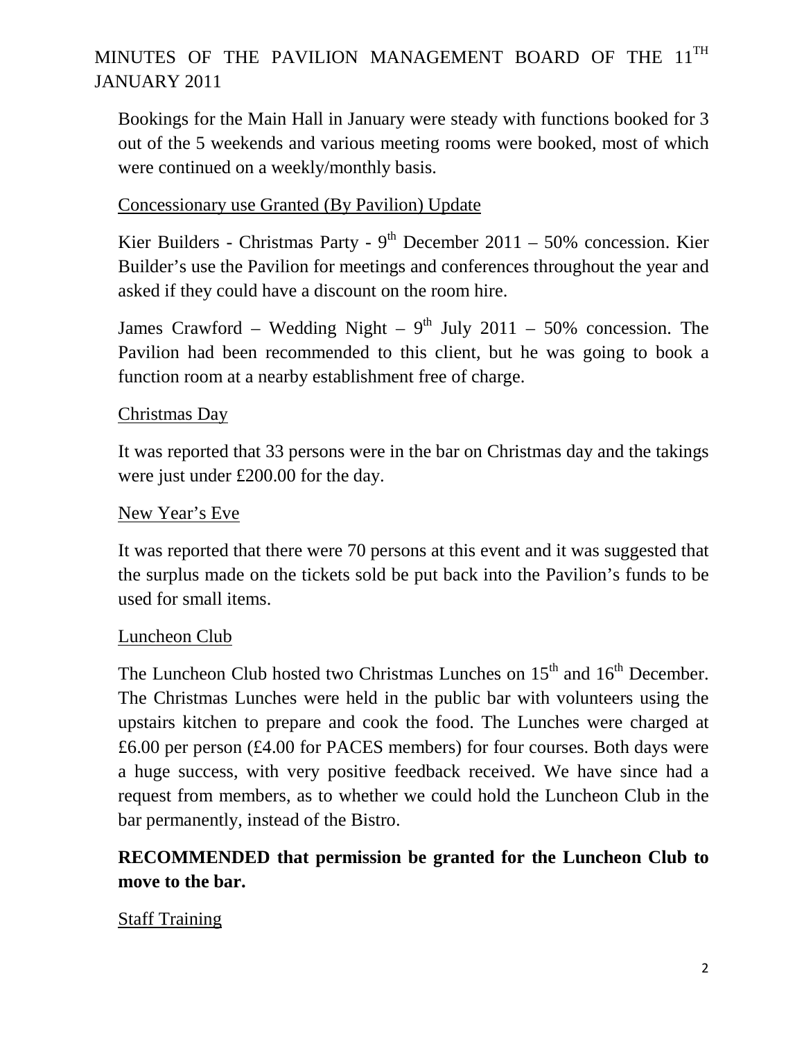MINUTES OF THE PAVILION MANAGEMENT BOARD OF THE 11TH JANUARY 2011

Bookings for the Main Hall in January were steady with functions booked for 3 out of the 5 weekends and various meeting rooms were booked, most of which were continued on a weekly/monthly basis.

Concessionary use Granted (By Pavilion) Update

Kier Builders - Christmas Party - 9th December 2011 – 50% concession. Kier Builder's use the Pavilion for meetings and conferences throughout the year and asked if they could have a discount on the room hire.

James Crawford – Wedding Night – 9th July 2011 – 50% concession. The Pavilion had been recommended to this client, but he was going to book a function room at a nearby establishment free of charge.

Christmas Day

It was reported that 33 persons were in the bar on Christmas day and the takings were just under £200.00 for the day.

New Year's Eve

It was reported that there were 70 persons at this event and it was suggested that the surplus made on the tickets sold be put back into the Pavilion's funds to be used for small items.

Luncheon Club

The Luncheon Club hosted two Christmas Lunches on 15th and 16th December. The Christmas Lunches were held in the public bar with volunteers using the upstairs kitchen to prepare and cook the food. The Lunches were charged at £6.00 per person (£4.00 for PACES members) for four courses. Both days were a huge success, with very positive feedback received. We have since had a request from members, as to whether we could hold the Luncheon Club in the bar permanently, instead of the Bistro.

**RECOMMENDED that permission be granted for the Luncheon Club to move to the bar.**

Staff Training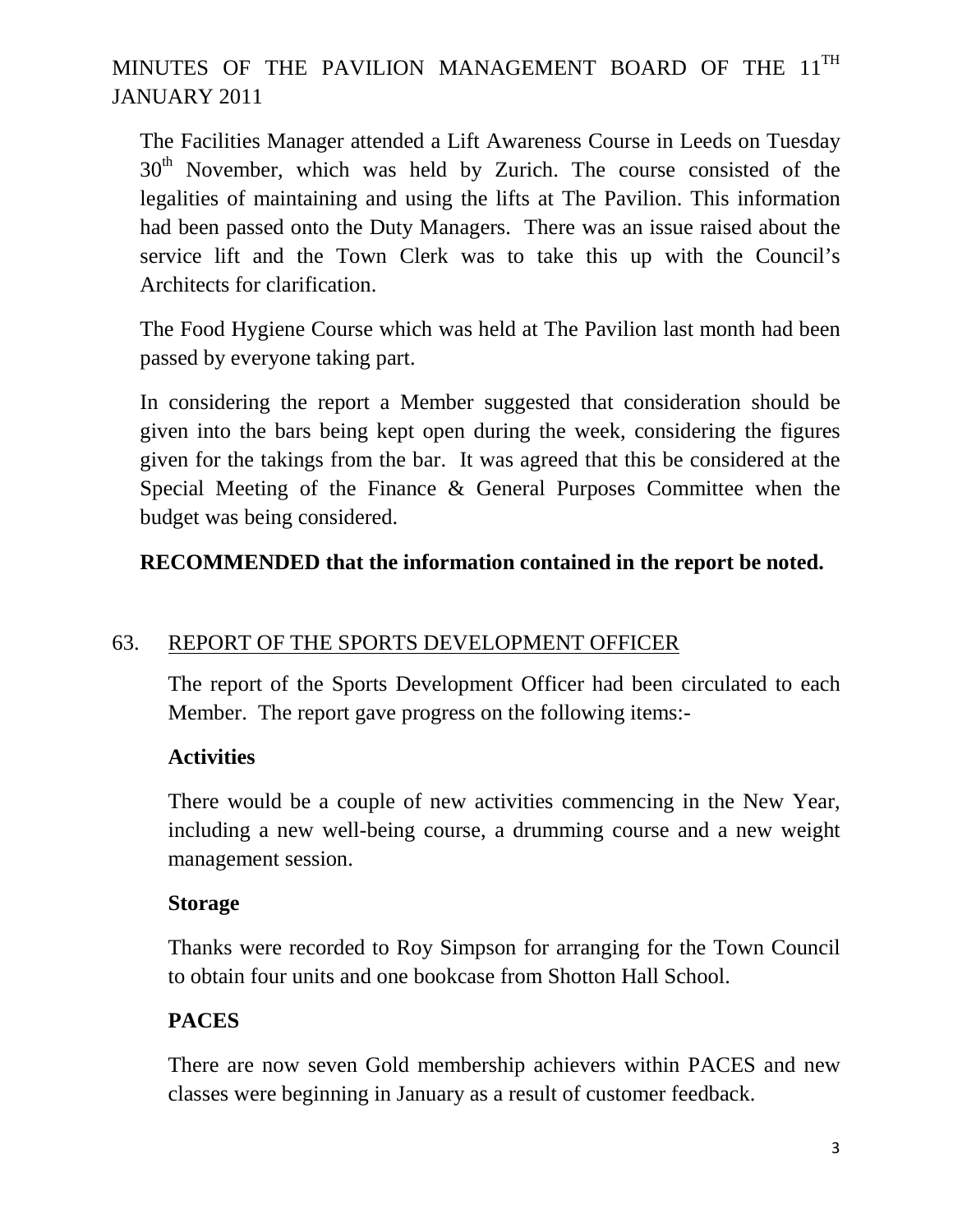The Facilities Manager attended a Lift Awareness Course in Leeds on Tuesday 30th November, which was held by Zurich. The course consisted of the legalities of maintaining and using the lifts at The Pavilion. This information had been passed onto the Duty Managers. There was an issue raised about the service lift and the Town Clerk was to take this up with the Council's Architects for clarification.

The Food Hygiene Course which was held at The Pavilion last month had been passed by everyone taking part.

In considering the report a Member suggested that consideration should be given into the bars being kept open during the week, considering the figures given for the takings from the bar. It was agreed that this be considered at the Special Meeting of the Finance & General Purposes Committee when the budget was being considered.

**RECOMMENDED that the information contained in the report be noted.**

## 63. REPORT OF THE SPORTS DEVELOPMENT OFFICER

The report of the Sports Development Officer had been circulated to each Member. The report gave progress on the following items:-

### Activities

There would be a couple of new activities commencing in the New Year, including a new well-being course, a drumming course and a new weight management session.

### Storage

Thanks were recorded to Roy Simpson for arranging for the Town Council to obtain four units and one bookcase from Shotton Hall School.

### PACES

There are now seven Gold membership achievers within PACES and new classes were beginning in January as a result of customer feedback.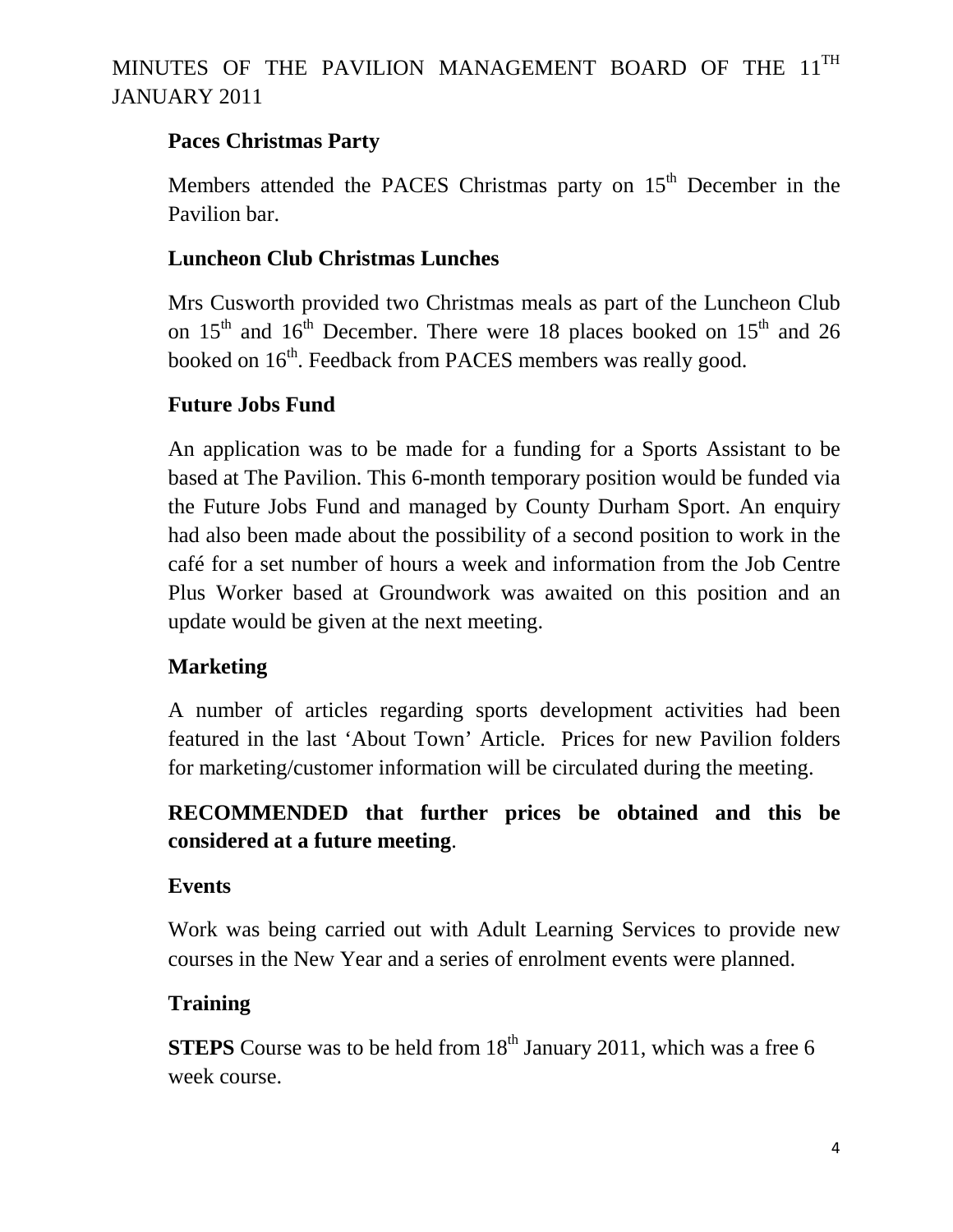### Paces Christmas Party

Members attended the PACES Christmas party on 15th December in the Pavilion bar.

### Luncheon Club Christmas Lunches

Mrs Cusworth provided two Christmas meals as part of the Luncheon Club on 15th and 16th December. There were 18 places booked on 15th and 26 booked on 16th. Feedback from PACES members was really good.

### Future Jobs Fund

An application was to be made for a funding for a Sports Assistant to be based at The Pavilion. This 6-month temporary position would be funded via the Future Jobs Fund and managed by County Durham Sport. An enquiry had also been made about the possibility of a second position to work in the café for a set number of hours a week and information from the Job Centre Plus Worker based at Groundwork was awaited on this position and an update would be given at the next meeting.

### Marketing

A number of articles regarding sports development activities had been featured in the last 'About Town' Article. Prices for new Pavilion folders for marketing/customer information will be circulated during the meeting.

**RECOMMENDED that further prices be obtained and this be considered at a future meeting**.

### Events

Work was being carried out with Adult Learning Services to provide new courses in the New Year and a series of enrolment events were planned.

### Training

**STEPS** Course was to be held from 18th January 2011, which was a free 6 week course.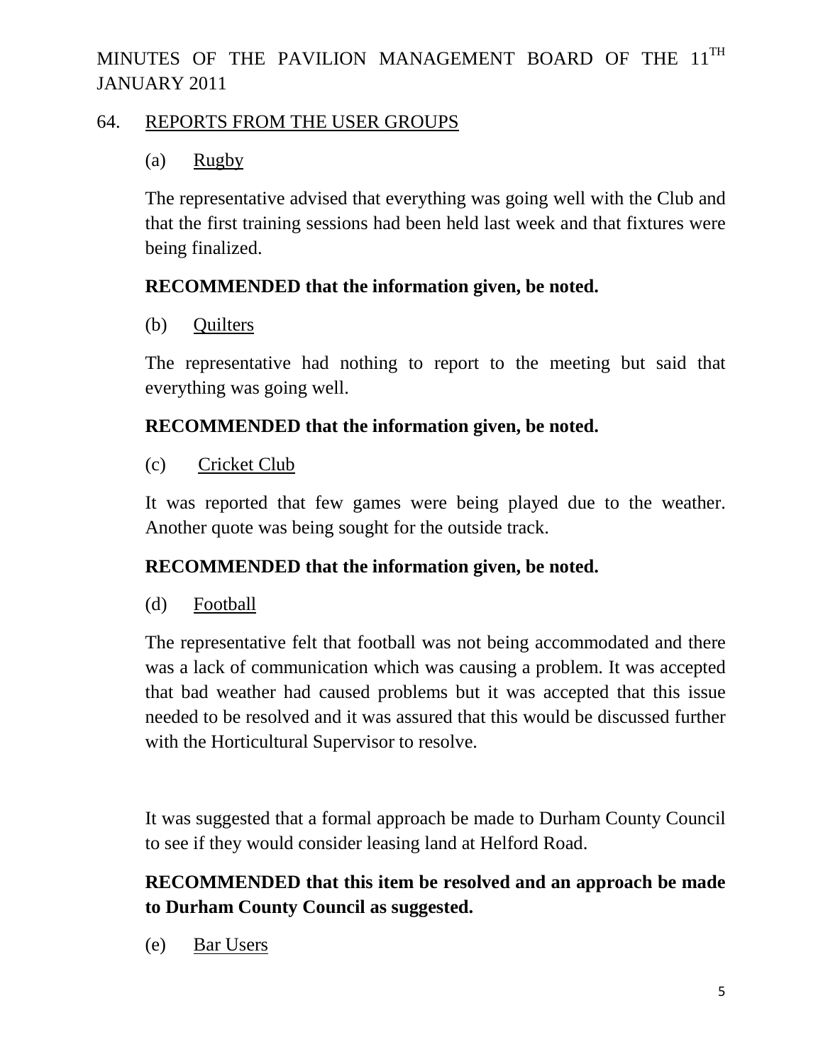MINUTES OF THE PAVILION MANAGEMENT BOARD OF THE 11TH JANUARY 2011

## 64. REPORTS FROM THE USER GROUPS

### (a) Rugby

The representative advised that everything was going well with the Club and that the first training sessions had been held last week and that fixtures were being finalized.

**RECOMMENDED that the information given, be noted.**

### (b) Quilters

The representative had nothing to report to the meeting but said that everything was going well.

**RECOMMENDED that the information given, be noted.**

### (c) Cricket Club

It was reported that few games were being played due to the weather. Another quote was being sought for the outside track.

**RECOMMENDED that the information given, be noted.**

### (d) Football

The representative felt that football was not being accommodated and there was a lack of communication which was causing a problem. It was accepted that bad weather had caused problems but it was accepted that this issue needed to be resolved and it was assured that this would be discussed further with the Horticultural Supervisor to resolve.

It was suggested that a formal approach be made to Durham County Council to see if they would consider leasing land at Helford Road.

**RECOMMENDED that this item be resolved and an approach be made to Durham County Council as suggested.**

### (e) Bar Users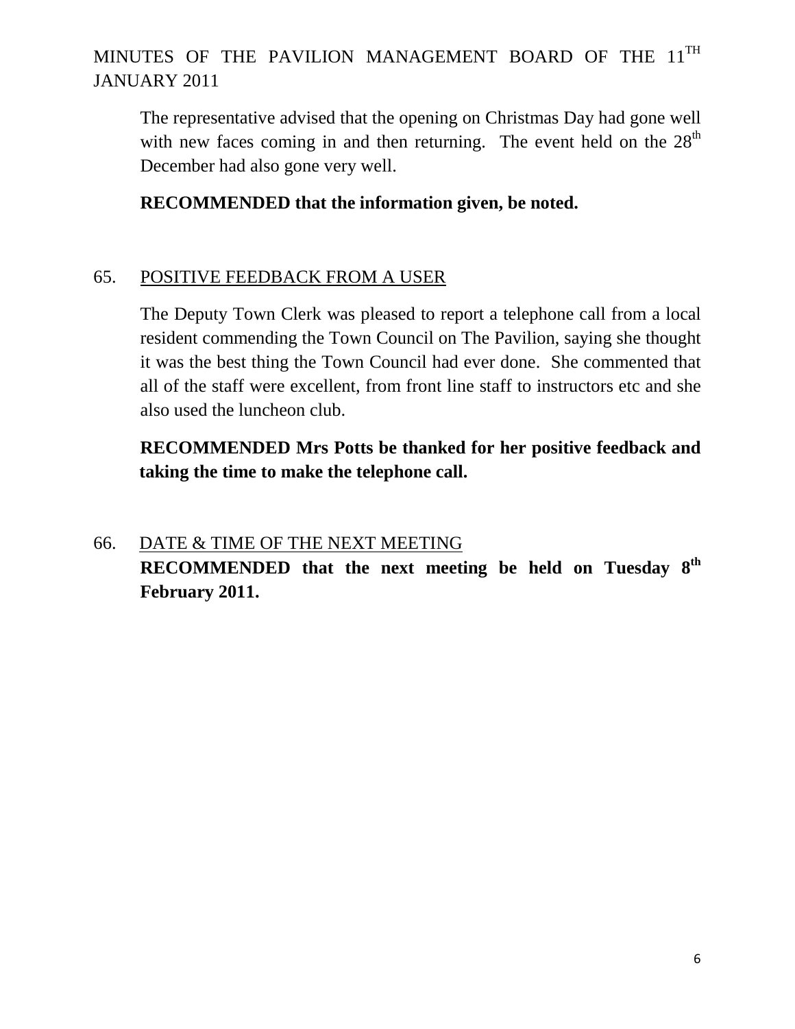The representative advised that the opening on Christmas Day had gone well with new faces coming in and then returning. The event held on the 28th December had also gone very well.

**RECOMMENDED that the information given, be noted.**

## 65. POSITIVE FEEDBACK FROM A USER

The Deputy Town Clerk was pleased to report a telephone call from a local resident commending the Town Council on The Pavilion, saying she thought it was the best thing the Town Council had ever done. She commented that all of the staff were excellent, from front line staff to instructors etc and she also used the luncheon club.

**RECOMMENDED Mrs Potts be thanked for her positive feedback and taking the time to make the telephone call.**

## 66. DATE & TIME OF THE NEXT MEETING

**RECOMMENDED that the next meeting be held on Tuesday 8th February 2011.**